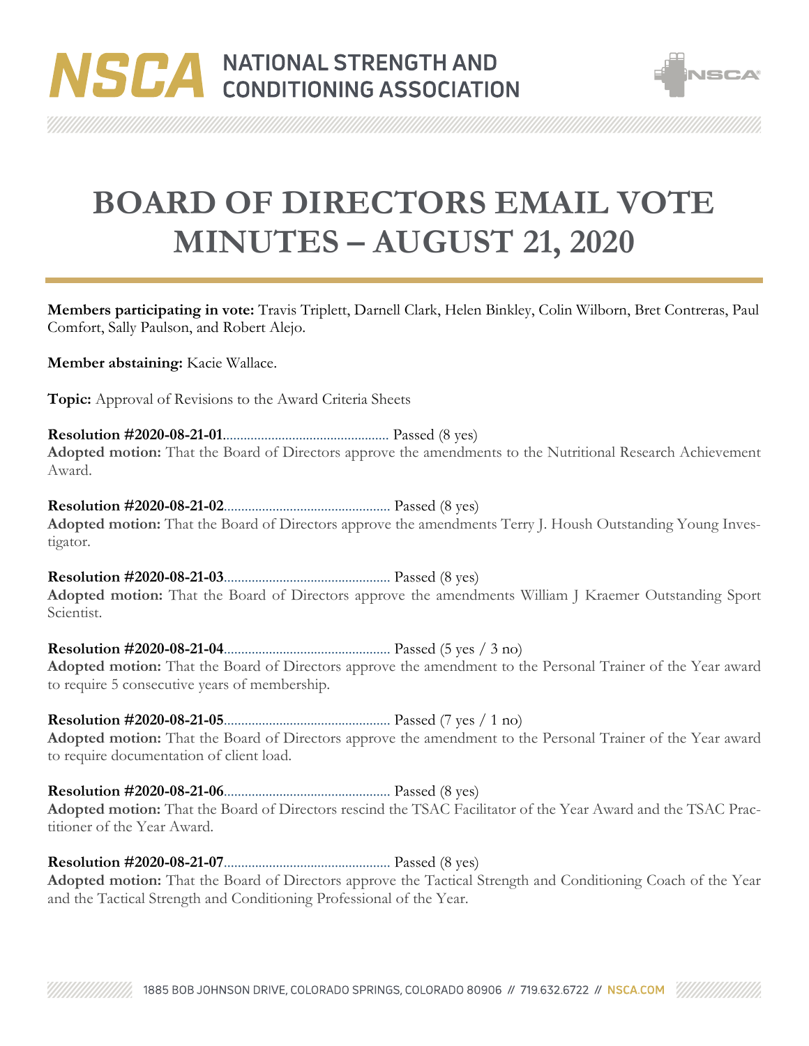# BOARD OF DIRECTORS EMAIL VOTE MINUTES – AUGUST 21, 2020

**Members participating in vote:** Travis Triplett, Darnell Clark, Helen Binkley, Colin Wilborn, Bret Contreras, Paul Comfort, Sally Paulson, and Robert Alejo.

**Member abstaining:** Kacie Wallace.

**Topic:** Approval of Revisions to the Award Criteria Sheets

**Resolution #2020-08-21-01**............................................... Passed (8 yes)
**Adopted motion:** That the Board of Directors approve the amendments to the Nutritional Research Achievement Award.

**Resolution #2020-08-21-02**............................................... Passed (8 yes)
**Adopted motion:** That the Board of Directors approve the amendments Terry J. Housh Outstanding Young Investigator.

**Resolution #2020-08-21-03**............................................... Passed (8 yes)
**Adopted motion:** That the Board of Directors approve the amendments William J Kraemer Outstanding Sport Scientist.

**Resolution #2020-08-21-04**............................................... Passed (5 yes / 3 no)
**Adopted motion:** That the Board of Directors approve the amendment to the Personal Trainer of the Year award to require 5 consecutive years of membership.

**Resolution #2020-08-21-05**............................................... Passed (7 yes / 1 no)
**Adopted motion:** That the Board of Directors approve the amendment to the Personal Trainer of the Year award to require documentation of client load.

**Resolution #2020-08-21-06**............................................... Passed (8 yes)
**Adopted motion:** That the Board of Directors rescind the TSAC Facilitator of the Year Award and the TSAC Practitioner of the Year Award.

**Resolution #2020-08-21-07**............................................... Passed (8 yes)
**Adopted motion:** That the Board of Directors approve the Tactical Strength and Conditioning Coach of the Year and the Tactical Strength and Conditioning Professional of the Year.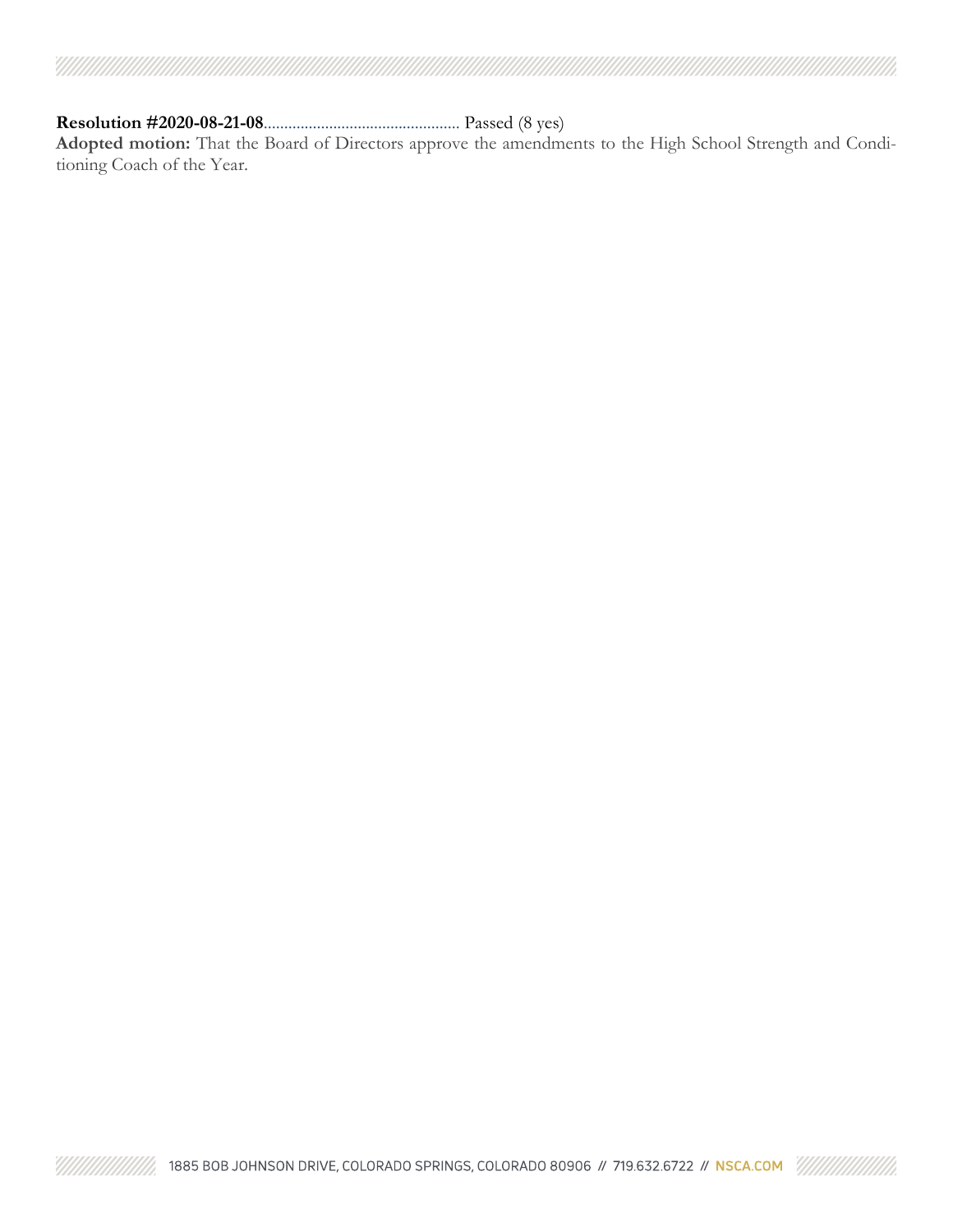**Resolution #2020-08-21-08**............................................... Passed (8 yes)
**Adopted motion:** That the Board of Directors approve the amendments to the High School Strength and Conditioning Coach of the Year.